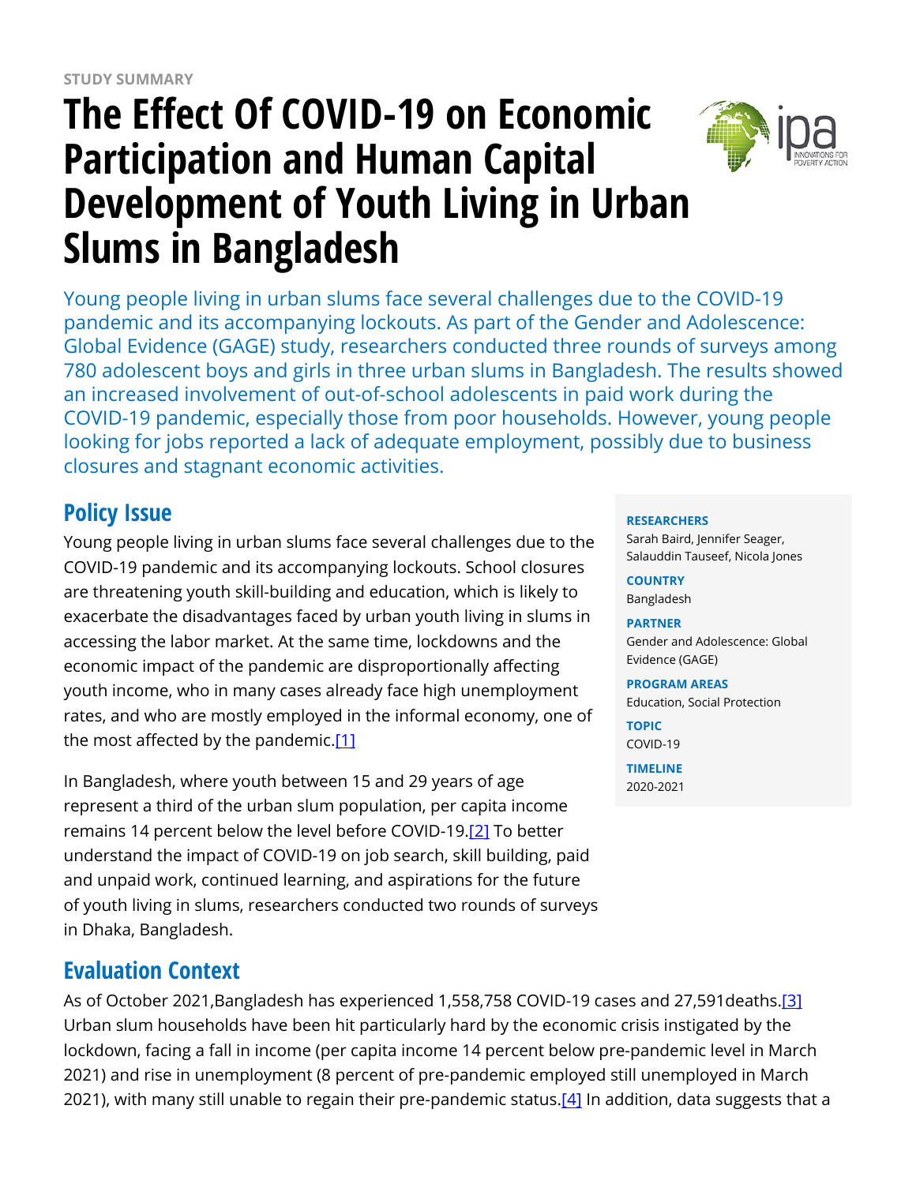STUDY SUMMARY

# The Effect Of COVID-19 on Economic Participation and Human Capital Development of Youth Living in Urban Slums in Bangladesh

Young people living in urban slums face several challenges due to the COVID-19 pandemic and its accompanying lockouts. As part of the Gender and Adolescence: Global Evidence (GAGE) study, researchers conducted three rounds of surveys among 780 adolescent boys and girls in three urban slums in Bangladesh. The results showed an increased involvement of out-of-school adolescents in paid work during the COVID-19 pandemic, especially those from poor households. However, young people looking for jobs reported a lack of adequate employment, possibly due to business closures and stagnant economic activities.

**RESEARCHERS**
Sarah Baird, Jennifer Seager, Salauddin Tauseef, Nicola Jones

**COUNTRY**
Bangladesh

**PARTNER**
Gender and Adolescence: Global Evidence (GAGE)

**PROGRAM AREAS**
Education, Social Protection

**TOPIC**
COVID-19

**TIMELINE**
2020-2021

## Policy Issue

Young people living in urban slums face several challenges due to the COVID-19 pandemic and its accompanying lockouts. School closures are threatening youth skill-building and education, which is likely to exacerbate the disadvantages faced by urban youth living in slums in accessing the labor market. At the same time, lockdowns and the economic impact of the pandemic are disproportionally affecting youth income, who in many cases already face high unemployment rates, and who are mostly employed in the informal economy, one of the most affected by the pandemic.[1]

In Bangladesh, where youth between 15 and 29 years of age represent a third of the urban slum population, per capita income remains 14 percent below the level before COVID-19.[2] To better understand the impact of COVID-19 on job search, skill building, paid and unpaid work, continued learning, and aspirations for the future of youth living in slums, researchers conducted two rounds of surveys in Dhaka, Bangladesh.

## Evaluation Context

As of October 2021,Bangladesh has experienced 1,558,758 COVID-19 cases and 27,591deaths.[3] Urban slum households have been hit particularly hard by the economic crisis instigated by the lockdown, facing a fall in income (per capita income 14 percent below pre-pandemic level in March 2021) and rise in unemployment (8 percent of pre-pandemic employed still unemployed in March 2021), with many still unable to regain their pre-pandemic status.[4] In addition, data suggests that a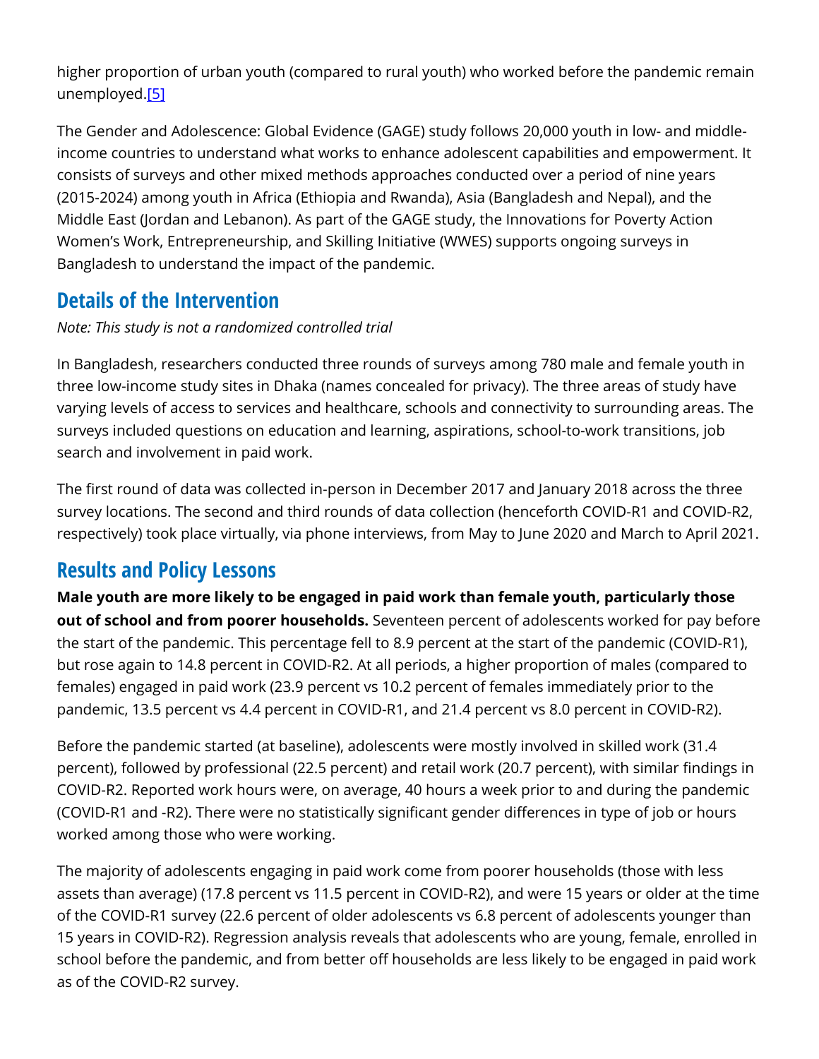higher proportion of urban youth (compared to rural youth) who worked before the pandemic remain unemployed.[5]

The Gender and Adolescence: Global Evidence (GAGE) study follows 20,000 youth in low- and middle-income countries to understand what works to enhance adolescent capabilities and empowerment. It consists of surveys and other mixed methods approaches conducted over a period of nine years (2015-2024) among youth in Africa (Ethiopia and Rwanda), Asia (Bangladesh and Nepal), and the Middle East (Jordan and Lebanon). As part of the GAGE study, the Innovations for Poverty Action Women's Work, Entrepreneurship, and Skilling Initiative (WWES) supports ongoing surveys in Bangladesh to understand the impact of the pandemic.

## Details of the Intervention

*Note: This study is not a randomized controlled trial*

In Bangladesh, researchers conducted three rounds of surveys among 780 male and female youth in three low-income study sites in Dhaka (names concealed for privacy). The three areas of study have varying levels of access to services and healthcare, schools and connectivity to surrounding areas. The surveys included questions on education and learning, aspirations, school-to-work transitions, job search and involvement in paid work.

The first round of data was collected in-person in December 2017 and January 2018 across the three survey locations. The second and third rounds of data collection (henceforth COVID-R1 and COVID-R2, respectively) took place virtually, via phone interviews, from May to June 2020 and March to April 2021.

## Results and Policy Lessons

**Male youth are more likely to be engaged in paid work than female youth, particularly those out of school and from poorer households.** Seventeen percent of adolescents worked for pay before the start of the pandemic. This percentage fell to 8.9 percent at the start of the pandemic (COVID-R1), but rose again to 14.8 percent in COVID-R2. At all periods, a higher proportion of males (compared to females) engaged in paid work (23.9 percent vs 10.2 percent of females immediately prior to the pandemic, 13.5 percent vs 4.4 percent in COVID-R1, and 21.4 percent vs 8.0 percent in COVID-R2).

Before the pandemic started (at baseline), adolescents were mostly involved in skilled work (31.4 percent), followed by professional (22.5 percent) and retail work (20.7 percent), with similar findings in COVID-R2. Reported work hours were, on average, 40 hours a week prior to and during the pandemic (COVID-R1 and -R2). There were no statistically significant gender differences in type of job or hours worked among those who were working.

The majority of adolescents engaging in paid work come from poorer households (those with less assets than average) (17.8 percent vs 11.5 percent in COVID-R2), and were 15 years or older at the time of the COVID-R1 survey (22.6 percent of older adolescents vs 6.8 percent of adolescents younger than 15 years in COVID-R2). Regression analysis reveals that adolescents who are young, female, enrolled in school before the pandemic, and from better off households are less likely to be engaged in paid work as of the COVID-R2 survey.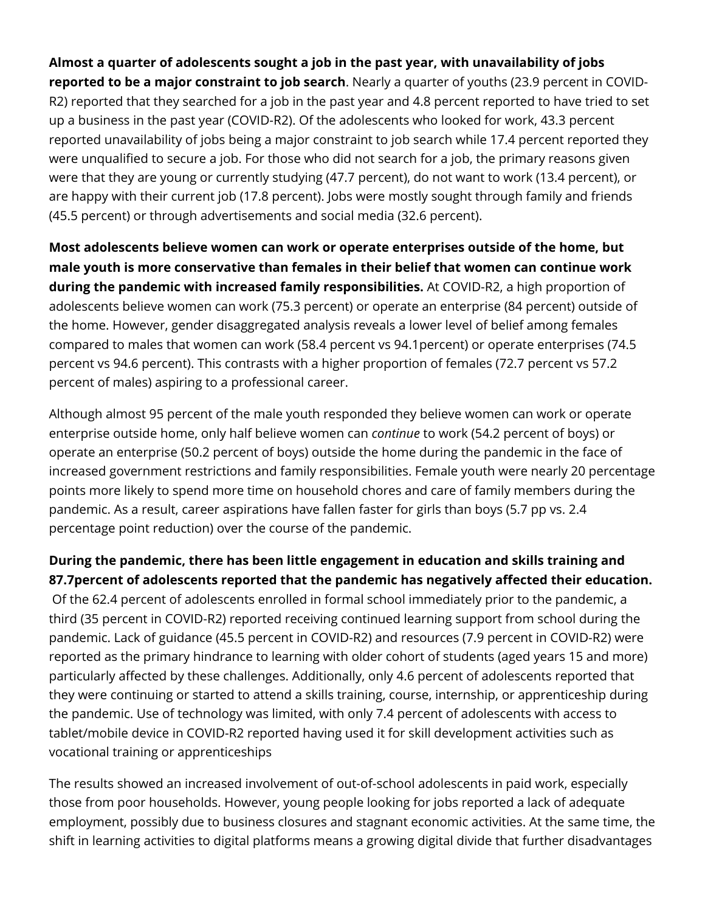**Almost a quarter of adolescents sought a job in the past year, with unavailability of jobs reported to be a major constraint to job search**. Nearly a quarter of youths (23.9 percent in COVID-R2) reported that they searched for a job in the past year and 4.8 percent reported to have tried to set up a business in the past year (COVID-R2). Of the adolescents who looked for work, 43.3 percent reported unavailability of jobs being a major constraint to job search while 17.4 percent reported they were unqualified to secure a job. For those who did not search for a job, the primary reasons given were that they are young or currently studying (47.7 percent), do not want to work (13.4 percent), or are happy with their current job (17.8 percent). Jobs were mostly sought through family and friends (45.5 percent) or through advertisements and social media (32.6 percent).

**Most adolescents believe women can work or operate enterprises outside of the home, but male youth is more conservative than females in their belief that women can continue work during the pandemic with increased family responsibilities.** At COVID-R2, a high proportion of adolescents believe women can work (75.3 percent) or operate an enterprise (84 percent) outside of the home. However, gender disaggregated analysis reveals a lower level of belief among females compared to males that women can work (58.4 percent vs 94.1percent) or operate enterprises (74.5 percent vs 94.6 percent). This contrasts with a higher proportion of females (72.7 percent vs 57.2 percent of males) aspiring to a professional career.

Although almost 95 percent of the male youth responded they believe women can work or operate enterprise outside home, only half believe women can *continue* to work (54.2 percent of boys) or operate an enterprise (50.2 percent of boys) outside the home during the pandemic in the face of increased government restrictions and family responsibilities. Female youth were nearly 20 percentage points more likely to spend more time on household chores and care of family members during the pandemic. As a result, career aspirations have fallen faster for girls than boys (5.7 pp vs. 2.4 percentage point reduction) over the course of the pandemic.

**During the pandemic, there has been little engagement in education and skills training and 87.7percent of adolescents reported that the pandemic has negatively affected their education.** Of the 62.4 percent of adolescents enrolled in formal school immediately prior to the pandemic, a third (35 percent in COVID-R2) reported receiving continued learning support from school during the pandemic. Lack of guidance (45.5 percent in COVID-R2) and resources (7.9 percent in COVID-R2) were reported as the primary hindrance to learning with older cohort of students (aged years 15 and more) particularly affected by these challenges. Additionally, only 4.6 percent of adolescents reported that they were continuing or started to attend a skills training, course, internship, or apprenticeship during the pandemic. Use of technology was limited, with only 7.4 percent of adolescents with access to tablet/mobile device in COVID-R2 reported having used it for skill development activities such as vocational training or apprenticeships

The results showed an increased involvement of out-of-school adolescents in paid work, especially those from poor households. However, young people looking for jobs reported a lack of adequate employment, possibly due to business closures and stagnant economic activities. At the same time, the shift in learning activities to digital platforms means a growing digital divide that further disadvantages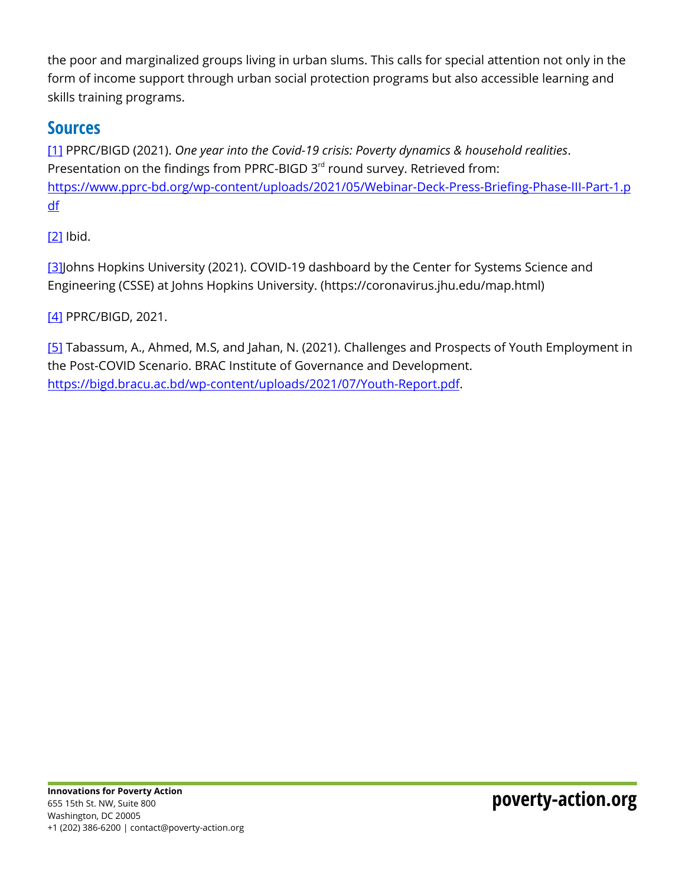the poor and marginalized groups living in urban slums. This calls for special attention not only in the form of income support through urban social protection programs but also accessible learning and skills training programs.

## Sources

[1] PPRC/BIGD (2021). *One year into the Covid-19 crisis: Poverty dynamics & household realities*. Presentation on the findings from PPRC-BIGD 3rd round survey. Retrieved from: https://www.pprc-bd.org/wp-content/uploads/2021/05/Webinar-Deck-Press-Briefing-Phase-III-Part-1.pdf

[2] Ibid.

[3]Johns Hopkins University (2021). COVID-19 dashboard by the Center for Systems Science and Engineering (CSSE) at Johns Hopkins University. (https://coronavirus.jhu.edu/map.html)

[4] PPRC/BIGD, 2021.

[5] Tabassum, A., Ahmed, M.S, and Jahan, N. (2021). Challenges and Prospects of Youth Employment in the Post-COVID Scenario. BRAC Institute of Governance and Development. https://bigd.bracu.ac.bd/wp-content/uploads/2021/07/Youth-Report.pdf.

**Innovations for Poverty Action**
655 15th St. NW, Suite 800
Washington, DC 20005
+1 (202) 386-6200 | contact@poverty-action.org

**poverty-action.org**